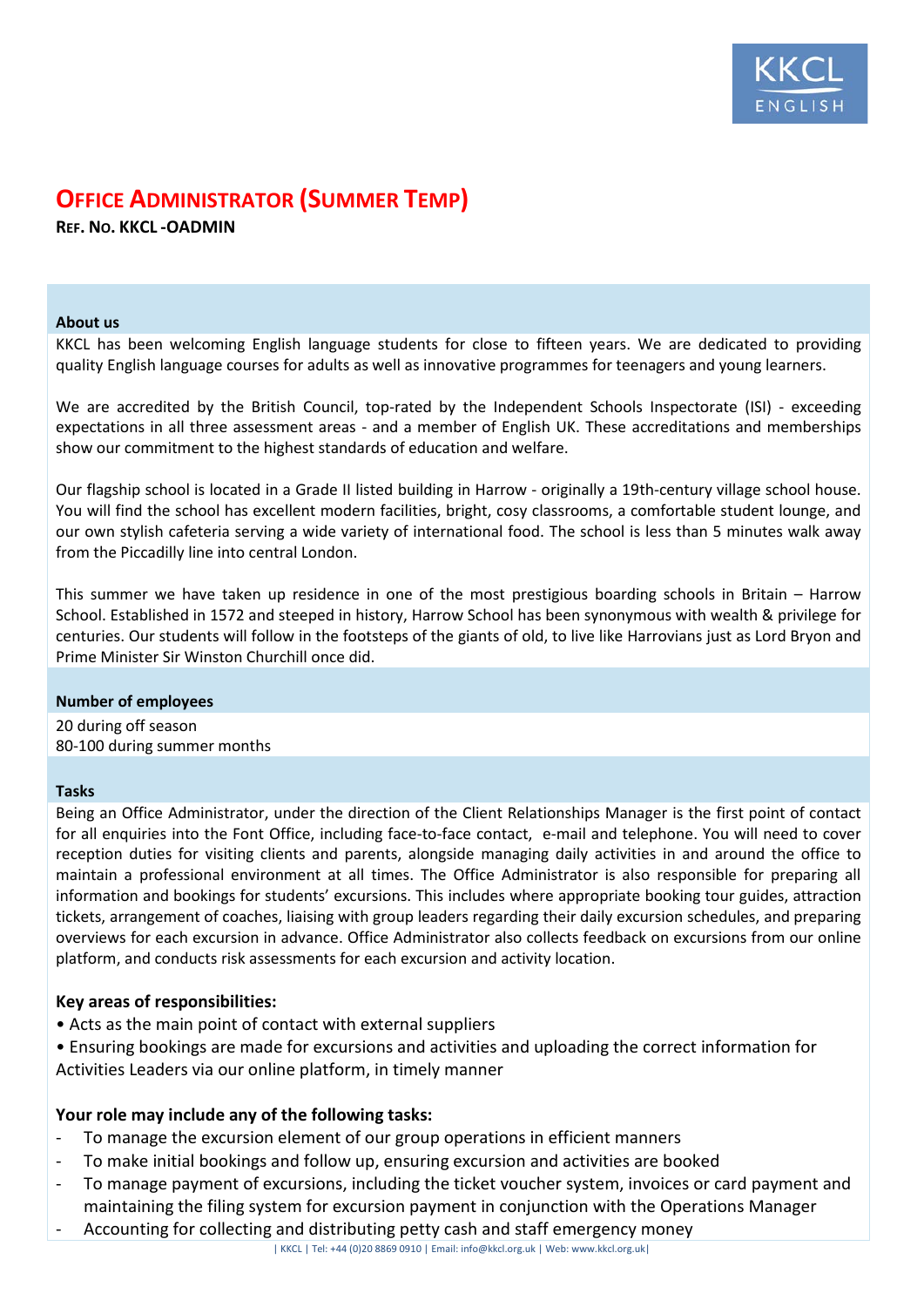KKCL ENGLISH

# Office Administrator (Summer Temp)

**Ref. No. KKCL -OADMIN**

**About us**

KKCL has been welcoming English language students for close to fifteen years. We are dedicated to providing quality English language courses for adults as well as innovative programmes for teenagers and young learners.

We are accredited by the British Council, top-rated by the Independent Schools Inspectorate (ISI) - exceeding expectations in all three assessment areas - and a member of English UK. These accreditations and memberships show our commitment to the highest standards of education and welfare.

Our flagship school is located in a Grade II listed building in Harrow - originally a 19th-century village school house. You will find the school has excellent modern facilities, bright, cosy classrooms, a comfortable student lounge, and our own stylish cafeteria serving a wide variety of international food. The school is less than 5 minutes walk away from the Piccadilly line into central London.

This summer we have taken up residence in one of the most prestigious boarding schools in Britain – Harrow School. Established in 1572 and steeped in history, Harrow School has been synonymous with wealth & privilege for centuries. Our students will follow in the footsteps of the giants of old, to live like Harrovians just as Lord Bryon and Prime Minister Sir Winston Churchill once did.

**Number of employees**

20 during off season
80-100 during summer months

**Tasks**

Being an Office Administrator, under the direction of the Client Relationships Manager is the first point of contact for all enquiries into the Font Office, including face-to-face contact, e-mail and telephone. You will need to cover reception duties for visiting clients and parents, alongside managing daily activities in and around the office to maintain a professional environment at all times. The Office Administrator is also responsible for preparing all information and bookings for students' excursions. This includes where appropriate booking tour guides, attraction tickets, arrangement of coaches, liaising with group leaders regarding their daily excursion schedules, and preparing overviews for each excursion in advance. Office Administrator also collects feedback on excursions from our online platform, and conducts risk assessments for each excursion and activity location.

### Key areas of responsibilities:

- Acts as the main point of contact with external suppliers
- Ensuring bookings are made for excursions and activities and uploading the correct information for Activities Leaders via our online platform, in timely manner

### Your role may include any of the following tasks:

- To manage the excursion element of our group operations in efficient manners
- To make initial bookings and follow up, ensuring excursion and activities are booked
- To manage payment of excursions, including the ticket voucher system, invoices or card payment and maintaining the filing system for excursion payment in conjunction with the Operations Manager
- Accounting for collecting and distributing petty cash and staff emergency money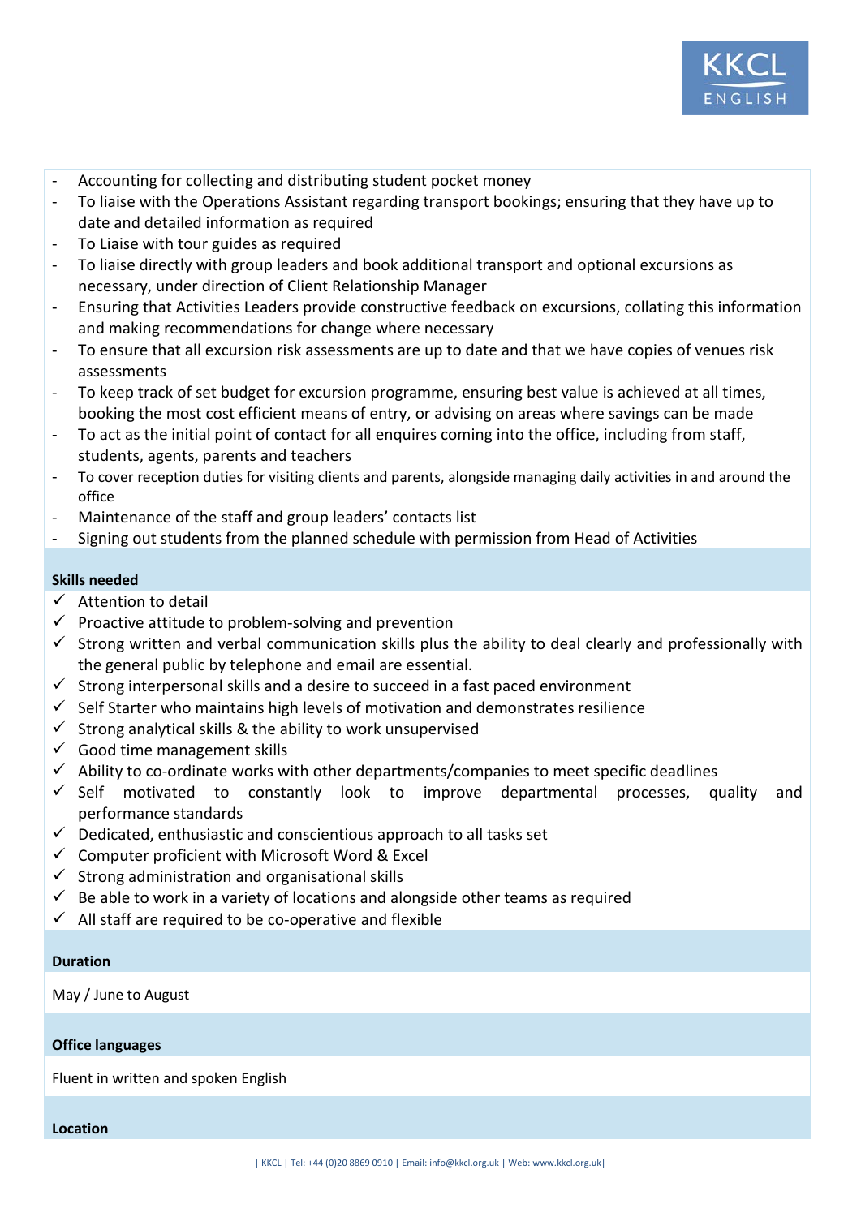- Accounting for collecting and distributing student pocket money
- To liaise with the Operations Assistant regarding transport bookings; ensuring that they have up to date and detailed information as required
- To Liaise with tour guides as required
- To liaise directly with group leaders and book additional transport and optional excursions as necessary, under direction of Client Relationship Manager
- Ensuring that Activities Leaders provide constructive feedback on excursions, collating this information and making recommendations for change where necessary
- To ensure that all excursion risk assessments are up to date and that we have copies of venues risk assessments
- To keep track of set budget for excursion programme, ensuring best value is achieved at all times, booking the most cost efficient means of entry, or advising on areas where savings can be made
- To act as the initial point of contact for all enquires coming into the office, including from staff, students, agents, parents and teachers
- To cover reception duties for visiting clients and parents, alongside managing daily activities in and around the office
- Maintenance of the staff and group leaders' contacts list
- Signing out students from the planned schedule with permission from Head of Activities

**Skills needed**

- ✓ Attention to detail
- ✓ Proactive attitude to problem-solving and prevention
- ✓ Strong written and verbal communication skills plus the ability to deal clearly and professionally with the general public by telephone and email are essential.
- ✓ Strong interpersonal skills and a desire to succeed in a fast paced environment
- ✓ Self Starter who maintains high levels of motivation and demonstrates resilience
- ✓ Strong analytical skills & the ability to work unsupervised
- ✓ Good time management skills
- ✓ Ability to co-ordinate works with other departments/companies to meet specific deadlines
- ✓ Self motivated to constantly look to improve departmental processes, quality and performance standards
- ✓ Dedicated, enthusiastic and conscientious approach to all tasks set
- ✓ Computer proficient with Microsoft Word & Excel
- ✓ Strong administration and organisational skills
- ✓ Be able to work in a variety of locations and alongside other teams as required
- ✓ All staff are required to be co-operative and flexible

**Duration**

May / June to August

**Office languages**

Fluent in written and spoken English

**Location**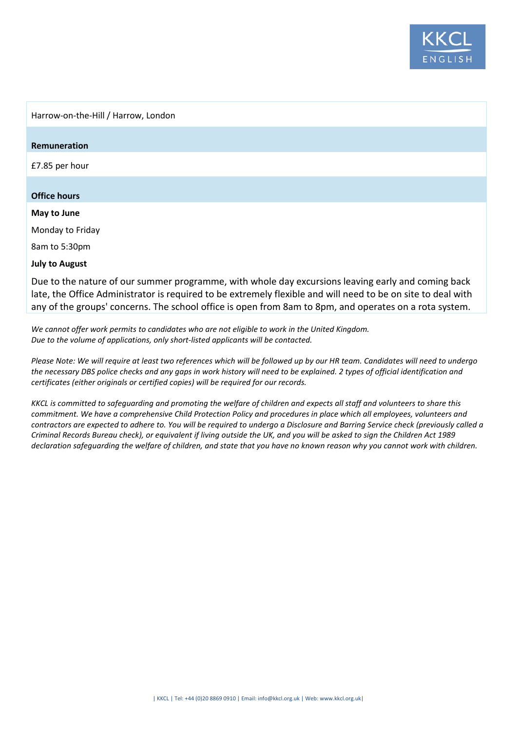Harrow-on-the-Hill / Harrow, London

**Remuneration**

£7.85 per hour

**Office hours**

**May to June**

Monday to Friday

8am to 5:30pm

**July to August**

Due to the nature of our summer programme, with whole day excursions leaving early and coming back late, the Office Administrator is required to be extremely flexible and will need to be on site to deal with any of the groups' concerns. The school office is open from 8am to 8pm, and operates on a rota system.

*We cannot offer work permits to candidates who are not eligible to work in the United Kingdom.*
*Due to the volume of applications, only short-listed applicants will be contacted.*

*Please Note: We will require at least two references which will be followed up by our HR team. Candidates will need to undergo the necessary DBS police checks and any gaps in work history will need to be explained. 2 types of official identification and certificates (either originals or certified copies) will be required for our records.*

*KKCL is committed to safeguarding and promoting the welfare of children and expects all staff and volunteers to share this commitment. We have a comprehensive Child Protection Policy and procedures in place which all employees, volunteers and contractors are expected to adhere to. You will be required to undergo a Disclosure and Barring Service check (previously called a Criminal Records Bureau check), or equivalent if living outside the UK, and you will be asked to sign the Children Act 1989 declaration safeguarding the welfare of children, and state that you have no known reason why you cannot work with children.*

| KKCL | Tel: +44 (0)20 8869 0910 | Email: info@kkcl.org.uk | Web: www.kkcl.org.uk|